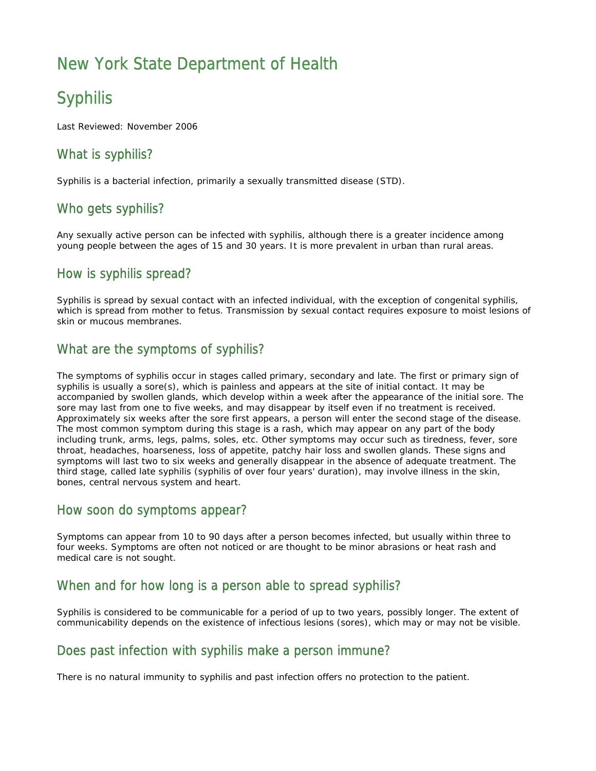# New York State Department of Health

# Syphilis

Last Reviewed: November 2006

## What is syphilis?

Syphilis is a bacterial infection, primarily a sexually transmitted disease (STD).

## Who gets syphilis?

Any sexually active person can be infected with syphilis, although there is a greater incidence among young people between the ages of 15 and 30 years. It is more prevalent in urban than rural areas.

## How is syphilis spread?

Syphilis is spread by sexual contact with an infected individual, with the exception of congenital syphilis, which is spread from mother to fetus. Transmission by sexual contact requires exposure to moist lesions of skin or mucous membranes.

## What are the symptoms of syphilis?

The symptoms of syphilis occur in stages called primary, secondary and late. The first or primary sign of syphilis is usually a sore(s), which is painless and appears at the site of initial contact. It may be accompanied by swollen glands, which develop within a week after the appearance of the initial sore. The sore may last from one to five weeks, and may disappear by itself even if no treatment is received. Approximately six weeks after the sore first appears, a person will enter the second stage of the disease. The most common symptom during this stage is a rash, which may appear on any part of the body including trunk, arms, legs, palms, soles, etc. Other symptoms may occur such as tiredness, fever, sore throat, headaches, hoarseness, loss of appetite, patchy hair loss and swollen glands. These signs and symptoms will last two to six weeks and generally disappear in the absence of adequate treatment. The third stage, called late syphilis (syphilis of over four years' duration), may involve illness in the skin, bones, central nervous system and heart.

## How soon do symptoms appear?

Symptoms can appear from 10 to 90 days after a person becomes infected, but usually within three to four weeks. Symptoms are often not noticed or are thought to be minor abrasions or heat rash and medical care is not sought.

## When and for how long is a person able to spread syphilis?

Syphilis is considered to be communicable for a period of up to two years, possibly longer. The extent of communicability depends on the existence of infectious lesions (sores), which may or may not be visible.

## Does past infection with syphilis make a person immune?

There is no natural immunity to syphilis and past infection offers no protection to the patient.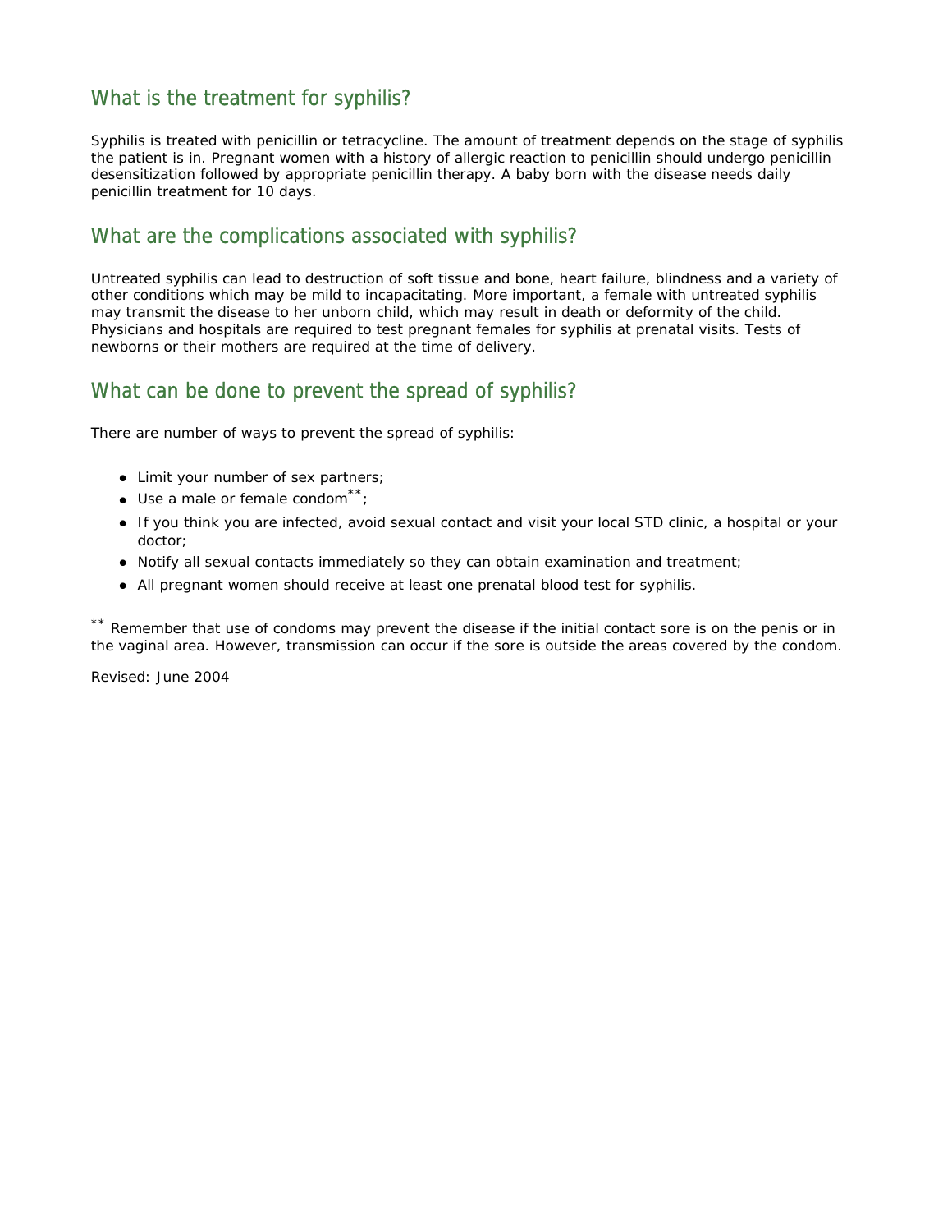## What is the treatment for syphilis?

Syphilis is treated with penicillin or tetracycline. The amount of treatment depends on the stage of syphilis the patient is in. Pregnant women with a history of allergic reaction to penicillin should undergo penicillin desensitization followed by appropriate penicillin therapy. A baby born with the disease needs daily penicillin treatment for 10 days.

## What are the complications associated with syphilis?

Untreated syphilis can lead to destruction of soft tissue and bone, heart failure, blindness and a variety of other conditions which may be mild to incapacitating. More important, a female with untreated syphilis may transmit the disease to her unborn child, which may result in death or deformity of the child. Physicians and hospitals are required to test pregnant females for syphilis at prenatal visits. Tests of newborns or their mothers are required at the time of delivery.

## What can be done to prevent the spread of syphilis?

There are number of ways to prevent the spread of syphilis:

- Limit your number of sex partners;
- Use a male or female condom[**];
- If you think you are infected, avoid sexual contact and visit your local STD clinic, a hospital or your doctor;
- Notify all sexual contacts immediately so they can obtain examination and treatment;
- All pregnant women should receive at least one prenatal blood test for syphilis.

[**] Remember that use of condoms may prevent the disease if the initial contact sore is on the penis or in the vaginal area. However, transmission can occur if the sore is outside the areas covered by the condom.

Revised: June 2004